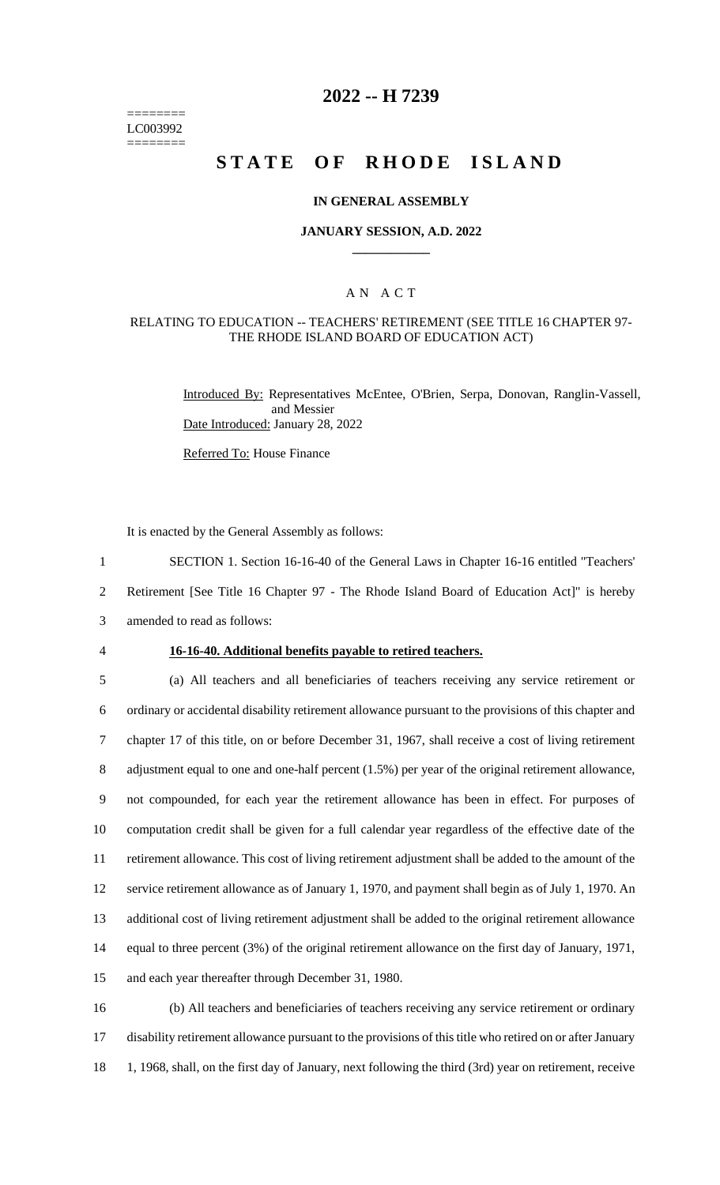========
LC003992
========

# 2022 -- H 7239

# STATE OF RHODE ISLAND

### IN GENERAL ASSEMBLY

### JANUARY SESSION, A.D. 2022

## A N A C T

### RELATING TO EDUCATION -- TEACHERS' RETIREMENT (SEE TITLE 16 CHAPTER 97- THE RHODE ISLAND BOARD OF EDUCATION ACT)

Introduced By: Representatives McEntee, O'Brien, Serpa, Donovan, Ranglin-Vassell, and Messier
Date Introduced: January 28, 2022

Referred To: House Finance

It is enacted by the General Assembly as follows:

SECTION 1. Section 16-16-40 of the General Laws in Chapter 16-16 entitled "Teachers' Retirement [See Title 16 Chapter 97 - The Rhode Island Board of Education Act]" is hereby amended to read as follows:

**16-16-40. Additional benefits payable to retired teachers.**

(a) All teachers and all beneficiaries of teachers receiving any service retirement or ordinary or accidental disability retirement allowance pursuant to the provisions of this chapter and chapter 17 of this title, on or before December 31, 1967, shall receive a cost of living retirement adjustment equal to one and one-half percent (1.5%) per year of the original retirement allowance, not compounded, for each year the retirement allowance has been in effect. For purposes of computation credit shall be given for a full calendar year regardless of the effective date of the retirement allowance. This cost of living retirement adjustment shall be added to the amount of the service retirement allowance as of January 1, 1970, and payment shall begin as of July 1, 1970. An additional cost of living retirement adjustment shall be added to the original retirement allowance equal to three percent (3%) of the original retirement allowance on the first day of January, 1971, and each year thereafter through December 31, 1980.

(b) All teachers and beneficiaries of teachers receiving any service retirement or ordinary disability retirement allowance pursuant to the provisions of this title who retired on or after January 1, 1968, shall, on the first day of January, next following the third (3rd) year on retirement, receive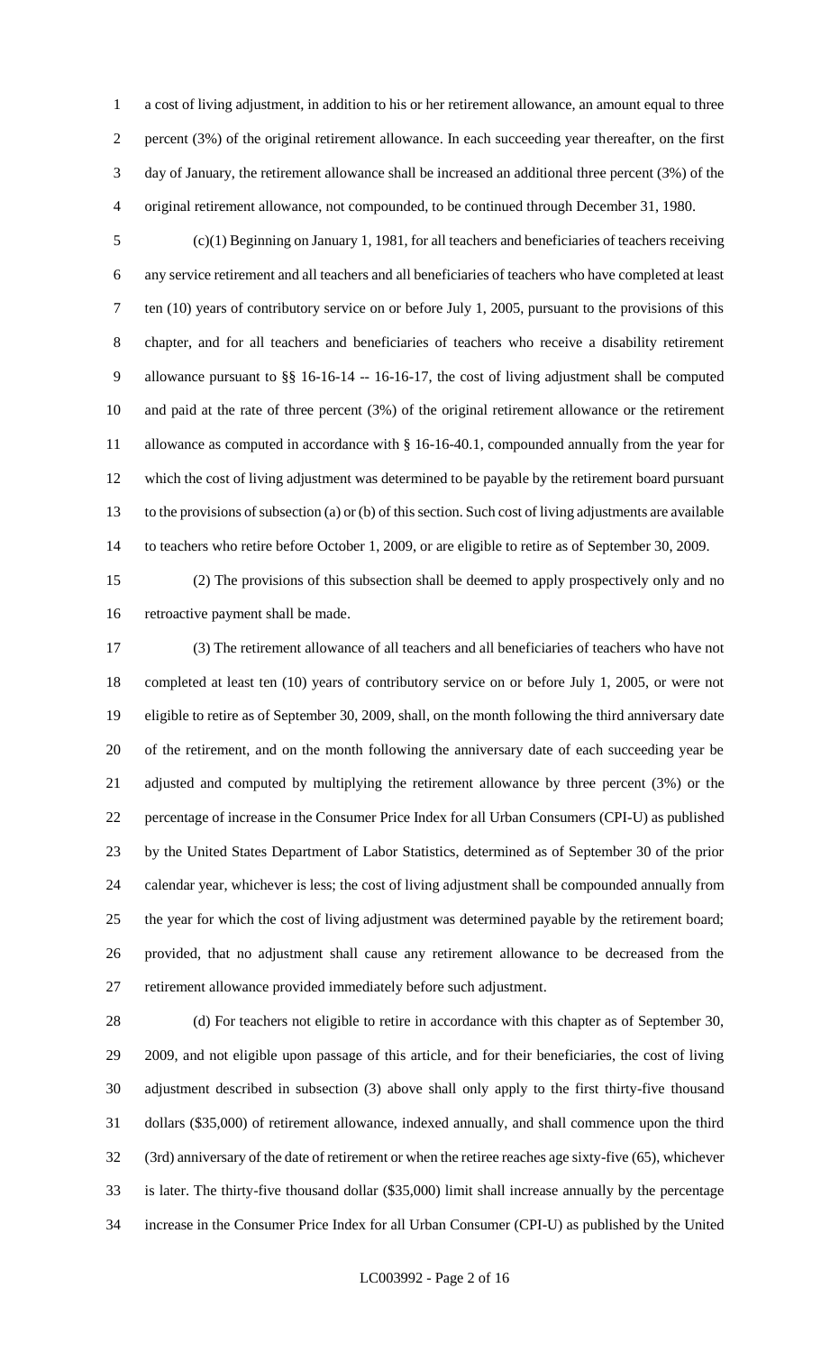a cost of living adjustment, in addition to his or her retirement allowance, an amount equal to three percent (3%) of the original retirement allowance. In each succeeding year thereafter, on the first day of January, the retirement allowance shall be increased an additional three percent (3%) of the original retirement allowance, not compounded, to be continued through December 31, 1980.

(c)(1) Beginning on January 1, 1981, for all teachers and beneficiaries of teachers receiving any service retirement and all teachers and all beneficiaries of teachers who have completed at least ten (10) years of contributory service on or before July 1, 2005, pursuant to the provisions of this chapter, and for all teachers and beneficiaries of teachers who receive a disability retirement allowance pursuant to §§ 16-16-14 -- 16-16-17, the cost of living adjustment shall be computed and paid at the rate of three percent (3%) of the original retirement allowance or the retirement allowance as computed in accordance with § 16-16-40.1, compounded annually from the year for which the cost of living adjustment was determined to be payable by the retirement board pursuant to the provisions of subsection (a) or (b) of this section. Such cost of living adjustments are available to teachers who retire before October 1, 2009, or are eligible to retire as of September 30, 2009.

(2) The provisions of this subsection shall be deemed to apply prospectively only and no retroactive payment shall be made.

(3) The retirement allowance of all teachers and all beneficiaries of teachers who have not completed at least ten (10) years of contributory service on or before July 1, 2005, or were not eligible to retire as of September 30, 2009, shall, on the month following the third anniversary date of the retirement, and on the month following the anniversary date of each succeeding year be adjusted and computed by multiplying the retirement allowance by three percent (3%) or the percentage of increase in the Consumer Price Index for all Urban Consumers (CPI-U) as published by the United States Department of Labor Statistics, determined as of September 30 of the prior calendar year, whichever is less; the cost of living adjustment shall be compounded annually from the year for which the cost of living adjustment was determined payable by the retirement board; provided, that no adjustment shall cause any retirement allowance to be decreased from the retirement allowance provided immediately before such adjustment.

(d) For teachers not eligible to retire in accordance with this chapter as of September 30, 2009, and not eligible upon passage of this article, and for their beneficiaries, the cost of living adjustment described in subsection (3) above shall only apply to the first thirty-five thousand dollars ($35,000) of retirement allowance, indexed annually, and shall commence upon the third (3rd) anniversary of the date of retirement or when the retiree reaches age sixty-five (65), whichever is later. The thirty-five thousand dollar ($35,000) limit shall increase annually by the percentage increase in the Consumer Price Index for all Urban Consumer (CPI-U) as published by the United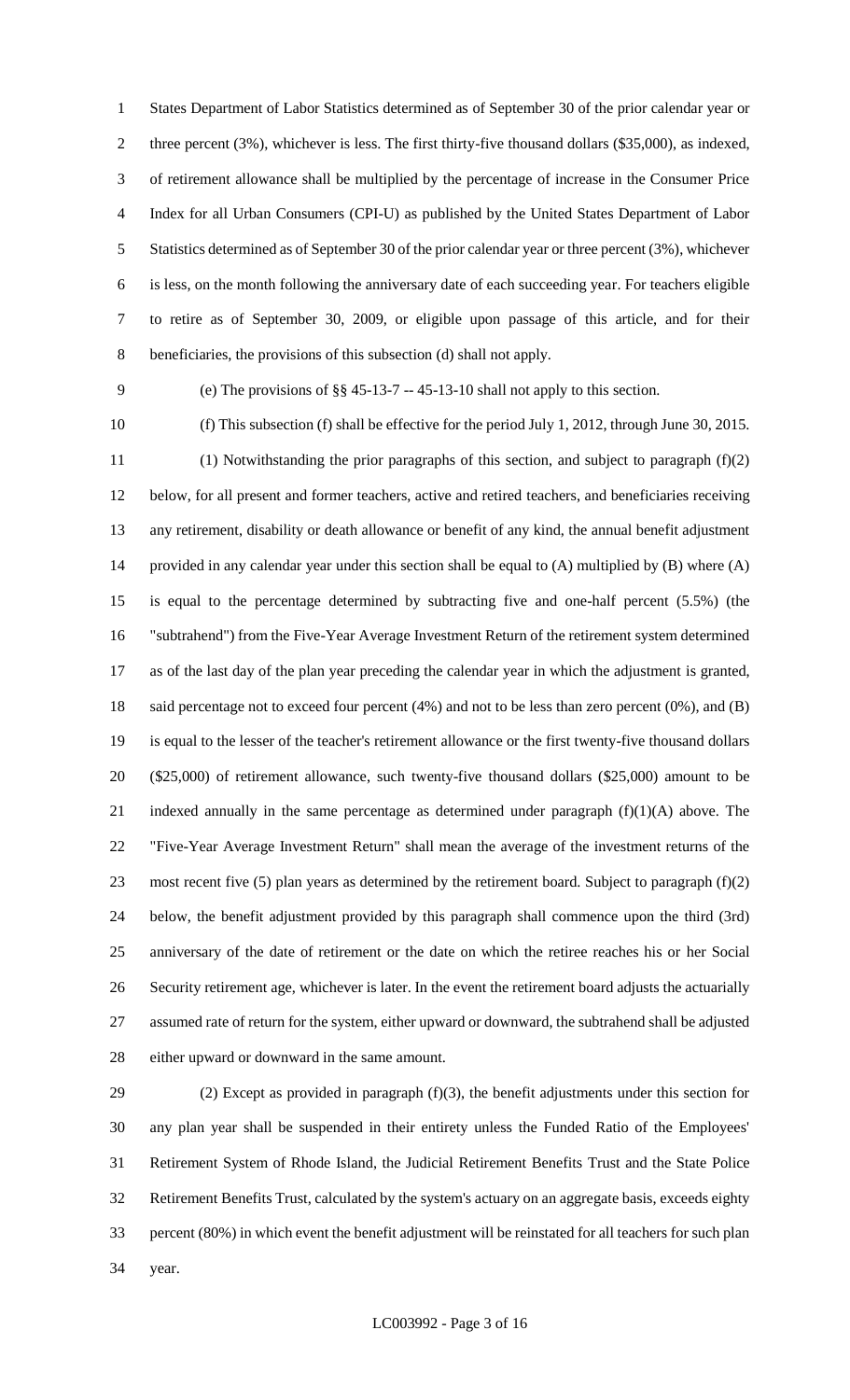States Department of Labor Statistics determined as of September 30 of the prior calendar year or three percent (3%), whichever is less. The first thirty-five thousand dollars ($35,000), as indexed, of retirement allowance shall be multiplied by the percentage of increase in the Consumer Price Index for all Urban Consumers (CPI-U) as published by the United States Department of Labor Statistics determined as of September 30 of the prior calendar year or three percent (3%), whichever is less, on the month following the anniversary date of each succeeding year. For teachers eligible to retire as of September 30, 2009, or eligible upon passage of this article, and for their beneficiaries, the provisions of this subsection (d) shall not apply.

(e) The provisions of §§ 45-13-7 -- 45-13-10 shall not apply to this section.

(f) This subsection (f) shall be effective for the period July 1, 2012, through June 30, 2015.

(1) Notwithstanding the prior paragraphs of this section, and subject to paragraph (f)(2) below, for all present and former teachers, active and retired teachers, and beneficiaries receiving any retirement, disability or death allowance or benefit of any kind, the annual benefit adjustment provided in any calendar year under this section shall be equal to (A) multiplied by (B) where (A) is equal to the percentage determined by subtracting five and one-half percent (5.5%) (the "subtrahend") from the Five-Year Average Investment Return of the retirement system determined as of the last day of the plan year preceding the calendar year in which the adjustment is granted, said percentage not to exceed four percent (4%) and not to be less than zero percent (0%), and (B) is equal to the lesser of the teacher's retirement allowance or the first twenty-five thousand dollars ($25,000) of retirement allowance, such twenty-five thousand dollars ($25,000) amount to be indexed annually in the same percentage as determined under paragraph (f)(1)(A) above. The "Five-Year Average Investment Return" shall mean the average of the investment returns of the most recent five (5) plan years as determined by the retirement board. Subject to paragraph (f)(2) below, the benefit adjustment provided by this paragraph shall commence upon the third (3rd) anniversary of the date of retirement or the date on which the retiree reaches his or her Social Security retirement age, whichever is later. In the event the retirement board adjusts the actuarially assumed rate of return for the system, either upward or downward, the subtrahend shall be adjusted either upward or downward in the same amount.

(2) Except as provided in paragraph (f)(3), the benefit adjustments under this section for any plan year shall be suspended in their entirety unless the Funded Ratio of the Employees' Retirement System of Rhode Island, the Judicial Retirement Benefits Trust and the State Police Retirement Benefits Trust, calculated by the system's actuary on an aggregate basis, exceeds eighty percent (80%) in which event the benefit adjustment will be reinstated for all teachers for such plan year.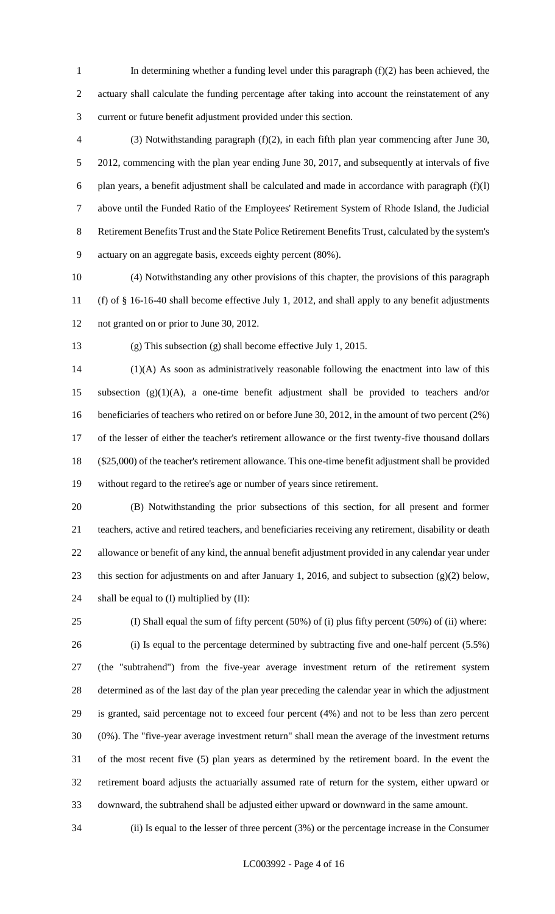In determining whether a funding level under this paragraph (f)(2) has been achieved, the actuary shall calculate the funding percentage after taking into account the reinstatement of any current or future benefit adjustment provided under this section.

(3) Notwithstanding paragraph (f)(2), in each fifth plan year commencing after June 30, 2012, commencing with the plan year ending June 30, 2017, and subsequently at intervals of five plan years, a benefit adjustment shall be calculated and made in accordance with paragraph (f)(l) above until the Funded Ratio of the Employees' Retirement System of Rhode Island, the Judicial Retirement Benefits Trust and the State Police Retirement Benefits Trust, calculated by the system's actuary on an aggregate basis, exceeds eighty percent (80%).

(4) Notwithstanding any other provisions of this chapter, the provisions of this paragraph (f) of § 16-16-40 shall become effective July 1, 2012, and shall apply to any benefit adjustments not granted on or prior to June 30, 2012.

(g) This subsection (g) shall become effective July 1, 2015.

(1)(A) As soon as administratively reasonable following the enactment into law of this subsection (g)(1)(A), a one-time benefit adjustment shall be provided to teachers and/or beneficiaries of teachers who retired on or before June 30, 2012, in the amount of two percent (2%) of the lesser of either the teacher's retirement allowance or the first twenty-five thousand dollars ($25,000) of the teacher's retirement allowance. This one-time benefit adjustment shall be provided without regard to the retiree's age or number of years since retirement.

(B) Notwithstanding the prior subsections of this section, for all present and former teachers, active and retired teachers, and beneficiaries receiving any retirement, disability or death allowance or benefit of any kind, the annual benefit adjustment provided in any calendar year under this section for adjustments on and after January 1, 2016, and subject to subsection (g)(2) below, shall be equal to (I) multiplied by (II):

(I) Shall equal the sum of fifty percent (50%) of (i) plus fifty percent (50%) of (ii) where:

(i) Is equal to the percentage determined by subtracting five and one-half percent (5.5%) (the "subtrahend") from the five-year average investment return of the retirement system determined as of the last day of the plan year preceding the calendar year in which the adjustment is granted, said percentage not to exceed four percent (4%) and not to be less than zero percent (0%). The "five-year average investment return" shall mean the average of the investment returns of the most recent five (5) plan years as determined by the retirement board. In the event the retirement board adjusts the actuarially assumed rate of return for the system, either upward or downward, the subtrahend shall be adjusted either upward or downward in the same amount.

(ii) Is equal to the lesser of three percent (3%) or the percentage increase in the Consumer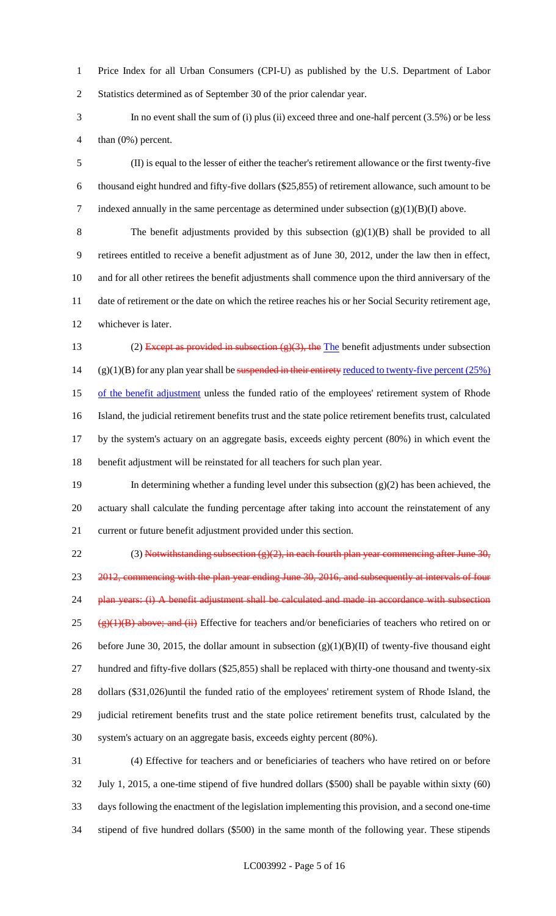Price Index for all Urban Consumers (CPI-U) as published by the U.S. Department of Labor Statistics determined as of September 30 of the prior calendar year.

In no event shall the sum of (i) plus (ii) exceed three and one-half percent (3.5%) or be less than (0%) percent.

(II) is equal to the lesser of either the teacher's retirement allowance or the first twenty-five thousand eight hundred and fifty-five dollars ($25,855) of retirement allowance, such amount to be indexed annually in the same percentage as determined under subsection (g)(1)(B)(I) above.

The benefit adjustments provided by this subsection (g)(1)(B) shall be provided to all retirees entitled to receive a benefit adjustment as of June 30, 2012, under the law then in effect, and for all other retirees the benefit adjustments shall commence upon the third anniversary of the date of retirement or the date on which the retiree reaches his or her Social Security retirement age, whichever is later.

(2) ~~Except as provided in subsection (g)(3), the~~ The benefit adjustments under subsection (g)(1)(B) for any plan year shall be ~~suspended in their entirety~~ reduced to twenty-five percent (25%) of the benefit adjustment unless the funded ratio of the employees' retirement system of Rhode Island, the judicial retirement benefits trust and the state police retirement benefits trust, calculated by the system's actuary on an aggregate basis, exceeds eighty percent (80%) in which event the benefit adjustment will be reinstated for all teachers for such plan year.

In determining whether a funding level under this subsection (g)(2) has been achieved, the actuary shall calculate the funding percentage after taking into account the reinstatement of any current or future benefit adjustment provided under this section.

(3) ~~Notwithstanding subsection (g)(2), in each fourth plan year commencing after June 30, 2012, commencing with the plan year ending June 30, 2016, and subsequently at intervals of four plan years: (i) A benefit adjustment shall be calculated and made in accordance with subsection (g)(1)(B) above; and (ii)~~ Effective for teachers and/or beneficiaries of teachers who retired on or before June 30, 2015, the dollar amount in subsection (g)(1)(B)(II) of twenty-five thousand eight hundred and fifty-five dollars ($25,855) shall be replaced with thirty-one thousand and twenty-six dollars ($31,026)until the funded ratio of the employees' retirement system of Rhode Island, the judicial retirement benefits trust and the state police retirement benefits trust, calculated by the system's actuary on an aggregate basis, exceeds eighty percent (80%).

(4) Effective for teachers and or beneficiaries of teachers who have retired on or before July 1, 2015, a one-time stipend of five hundred dollars ($500) shall be payable within sixty (60) days following the enactment of the legislation implementing this provision, and a second one-time stipend of five hundred dollars ($500) in the same month of the following year. These stipends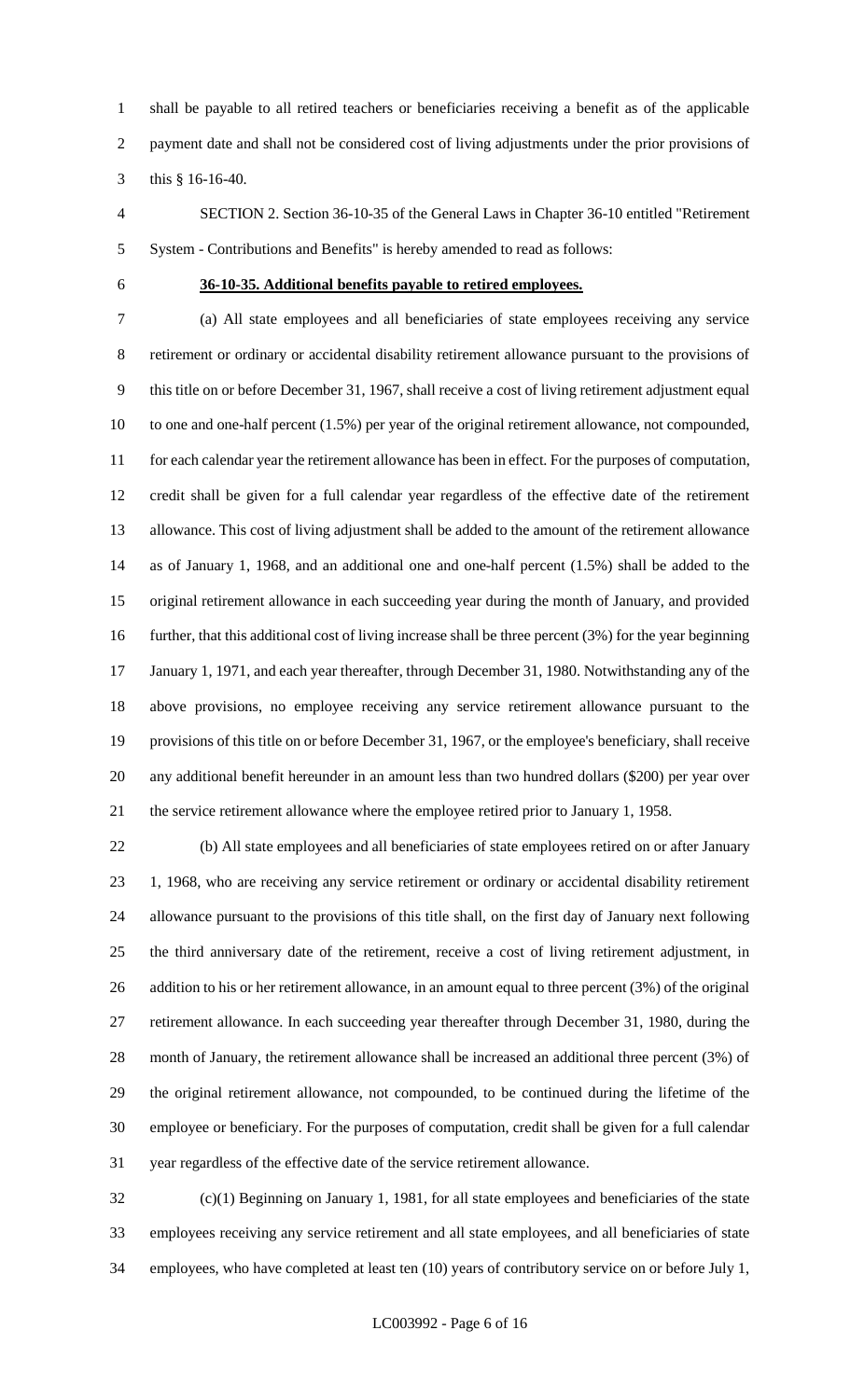shall be payable to all retired teachers or beneficiaries receiving a benefit as of the applicable payment date and shall not be considered cost of living adjustments under the prior provisions of this § 16-16-40.

SECTION 2. Section 36-10-35 of the General Laws in Chapter 36-10 entitled "Retirement System - Contributions and Benefits" is hereby amended to read as follows:

**36-10-35. Additional benefits payable to retired employees.**

(a) All state employees and all beneficiaries of state employees receiving any service retirement or ordinary or accidental disability retirement allowance pursuant to the provisions of this title on or before December 31, 1967, shall receive a cost of living retirement adjustment equal to one and one-half percent (1.5%) per year of the original retirement allowance, not compounded, for each calendar year the retirement allowance has been in effect. For the purposes of computation, credit shall be given for a full calendar year regardless of the effective date of the retirement allowance. This cost of living adjustment shall be added to the amount of the retirement allowance as of January 1, 1968, and an additional one and one-half percent (1.5%) shall be added to the original retirement allowance in each succeeding year during the month of January, and provided further, that this additional cost of living increase shall be three percent (3%) for the year beginning January 1, 1971, and each year thereafter, through December 31, 1980. Notwithstanding any of the above provisions, no employee receiving any service retirement allowance pursuant to the provisions of this title on or before December 31, 1967, or the employee's beneficiary, shall receive any additional benefit hereunder in an amount less than two hundred dollars ($200) per year over the service retirement allowance where the employee retired prior to January 1, 1958.

(b) All state employees and all beneficiaries of state employees retired on or after January 1, 1968, who are receiving any service retirement or ordinary or accidental disability retirement allowance pursuant to the provisions of this title shall, on the first day of January next following the third anniversary date of the retirement, receive a cost of living retirement adjustment, in addition to his or her retirement allowance, in an amount equal to three percent (3%) of the original retirement allowance. In each succeeding year thereafter through December 31, 1980, during the month of January, the retirement allowance shall be increased an additional three percent (3%) of the original retirement allowance, not compounded, to be continued during the lifetime of the employee or beneficiary. For the purposes of computation, credit shall be given for a full calendar year regardless of the effective date of the service retirement allowance.

(c)(1) Beginning on January 1, 1981, for all state employees and beneficiaries of the state employees receiving any service retirement and all state employees, and all beneficiaries of state employees, who have completed at least ten (10) years of contributory service on or before July 1,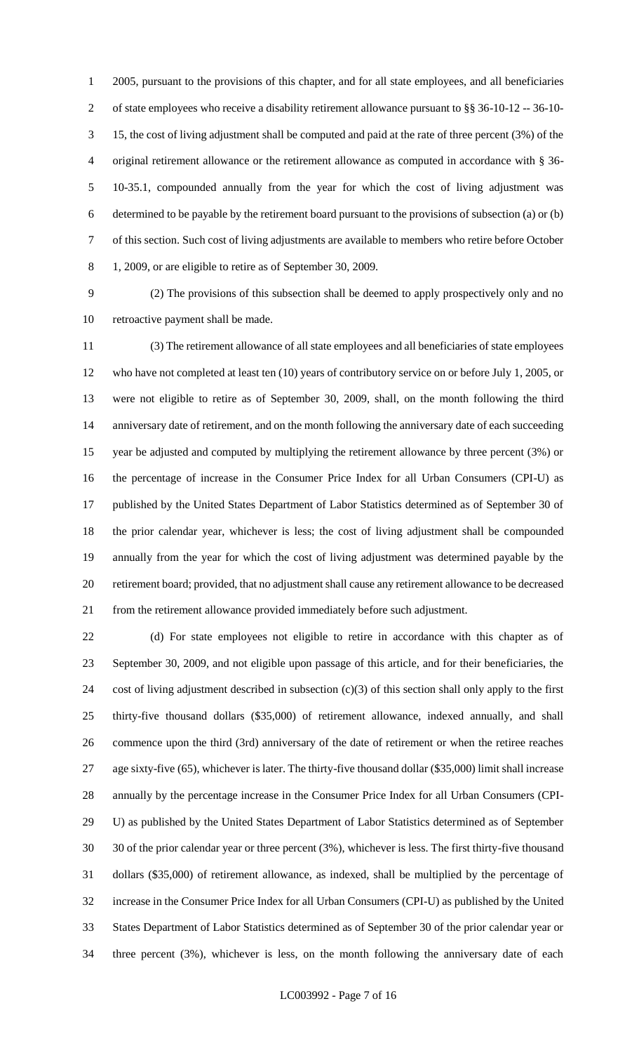2005, pursuant to the provisions of this chapter, and for all state employees, and all beneficiaries of state employees who receive a disability retirement allowance pursuant to §§ 36-10-12 -- 36-10-15, the cost of living adjustment shall be computed and paid at the rate of three percent (3%) of the original retirement allowance or the retirement allowance as computed in accordance with § 36-10-35.1, compounded annually from the year for which the cost of living adjustment was determined to be payable by the retirement board pursuant to the provisions of subsection (a) or (b) of this section. Such cost of living adjustments are available to members who retire before October 1, 2009, or are eligible to retire as of September 30, 2009.

(2) The provisions of this subsection shall be deemed to apply prospectively only and no retroactive payment shall be made.

(3) The retirement allowance of all state employees and all beneficiaries of state employees who have not completed at least ten (10) years of contributory service on or before July 1, 2005, or were not eligible to retire as of September 30, 2009, shall, on the month following the third anniversary date of retirement, and on the month following the anniversary date of each succeeding year be adjusted and computed by multiplying the retirement allowance by three percent (3%) or the percentage of increase in the Consumer Price Index for all Urban Consumers (CPI-U) as published by the United States Department of Labor Statistics determined as of September 30 of the prior calendar year, whichever is less; the cost of living adjustment shall be compounded annually from the year for which the cost of living adjustment was determined payable by the retirement board; provided, that no adjustment shall cause any retirement allowance to be decreased from the retirement allowance provided immediately before such adjustment.

(d) For state employees not eligible to retire in accordance with this chapter as of September 30, 2009, and not eligible upon passage of this article, and for their beneficiaries, the cost of living adjustment described in subsection (c)(3) of this section shall only apply to the first thirty-five thousand dollars ($35,000) of retirement allowance, indexed annually, and shall commence upon the third (3rd) anniversary of the date of retirement or when the retiree reaches age sixty-five (65), whichever is later. The thirty-five thousand dollar ($35,000) limit shall increase annually by the percentage increase in the Consumer Price Index for all Urban Consumers (CPI-U) as published by the United States Department of Labor Statistics determined as of September 30 of the prior calendar year or three percent (3%), whichever is less. The first thirty-five thousand dollars ($35,000) of retirement allowance, as indexed, shall be multiplied by the percentage of increase in the Consumer Price Index for all Urban Consumers (CPI-U) as published by the United States Department of Labor Statistics determined as of September 30 of the prior calendar year or three percent (3%), whichever is less, on the month following the anniversary date of each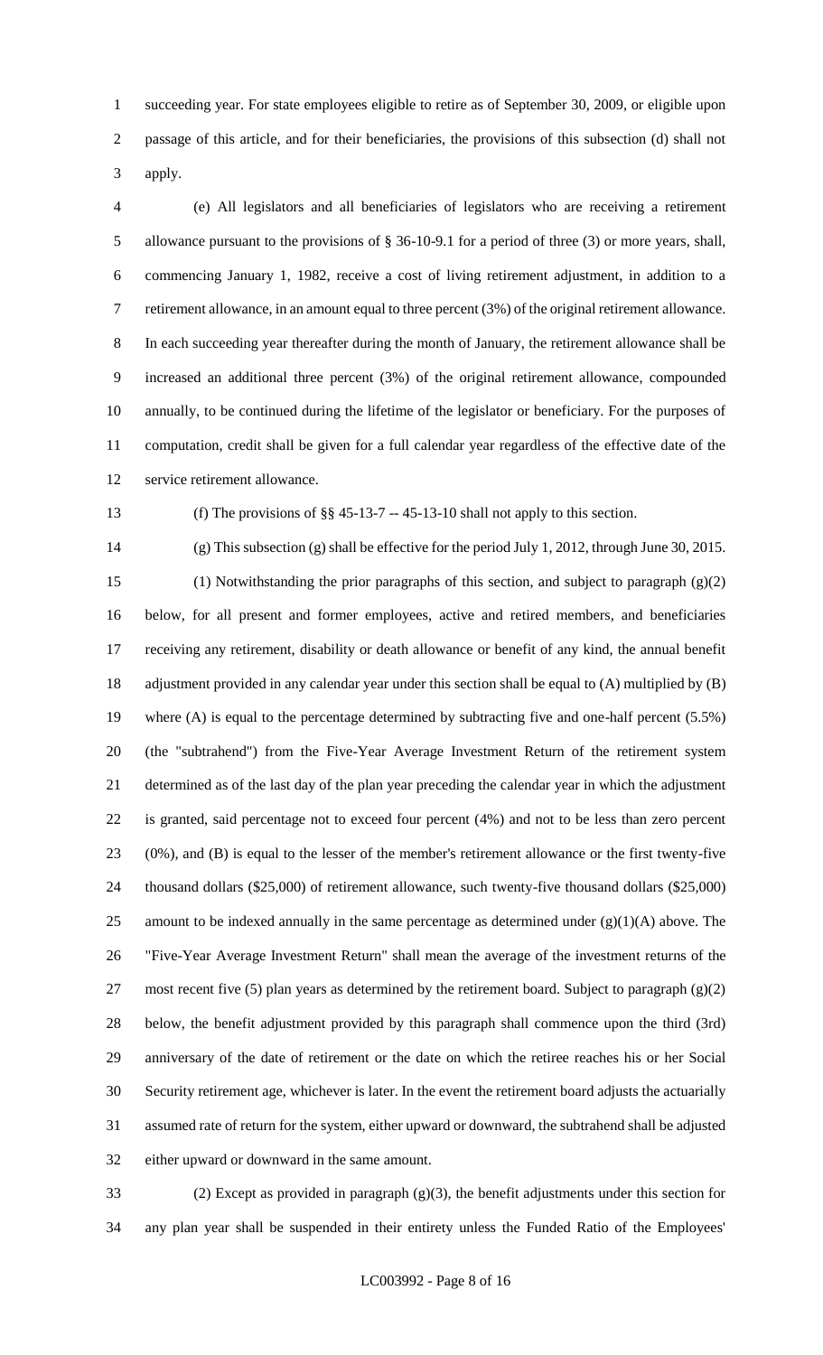succeeding year. For state employees eligible to retire as of September 30, 2009, or eligible upon passage of this article, and for their beneficiaries, the provisions of this subsection (d) shall not apply.

(e) All legislators and all beneficiaries of legislators who are receiving a retirement allowance pursuant to the provisions of § 36-10-9.1 for a period of three (3) or more years, shall, commencing January 1, 1982, receive a cost of living retirement adjustment, in addition to a retirement allowance, in an amount equal to three percent (3%) of the original retirement allowance. In each succeeding year thereafter during the month of January, the retirement allowance shall be increased an additional three percent (3%) of the original retirement allowance, compounded annually, to be continued during the lifetime of the legislator or beneficiary. For the purposes of computation, credit shall be given for a full calendar year regardless of the effective date of the service retirement allowance.

(f) The provisions of §§ 45-13-7 -- 45-13-10 shall not apply to this section.

(g) This subsection (g) shall be effective for the period July 1, 2012, through June 30, 2015.

(1) Notwithstanding the prior paragraphs of this section, and subject to paragraph (g)(2) below, for all present and former employees, active and retired members, and beneficiaries receiving any retirement, disability or death allowance or benefit of any kind, the annual benefit adjustment provided in any calendar year under this section shall be equal to (A) multiplied by (B) where (A) is equal to the percentage determined by subtracting five and one-half percent (5.5%) (the "subtrahend") from the Five-Year Average Investment Return of the retirement system determined as of the last day of the plan year preceding the calendar year in which the adjustment is granted, said percentage not to exceed four percent (4%) and not to be less than zero percent (0%), and (B) is equal to the lesser of the member's retirement allowance or the first twenty-five thousand dollars ($25,000) of retirement allowance, such twenty-five thousand dollars ($25,000) amount to be indexed annually in the same percentage as determined under (g)(1)(A) above. The "Five-Year Average Investment Return" shall mean the average of the investment returns of the most recent five (5) plan years as determined by the retirement board. Subject to paragraph (g)(2) below, the benefit adjustment provided by this paragraph shall commence upon the third (3rd) anniversary of the date of retirement or the date on which the retiree reaches his or her Social Security retirement age, whichever is later. In the event the retirement board adjusts the actuarially assumed rate of return for the system, either upward or downward, the subtrahend shall be adjusted either upward or downward in the same amount.

(2) Except as provided in paragraph (g)(3), the benefit adjustments under this section for any plan year shall be suspended in their entirety unless the Funded Ratio of the Employees'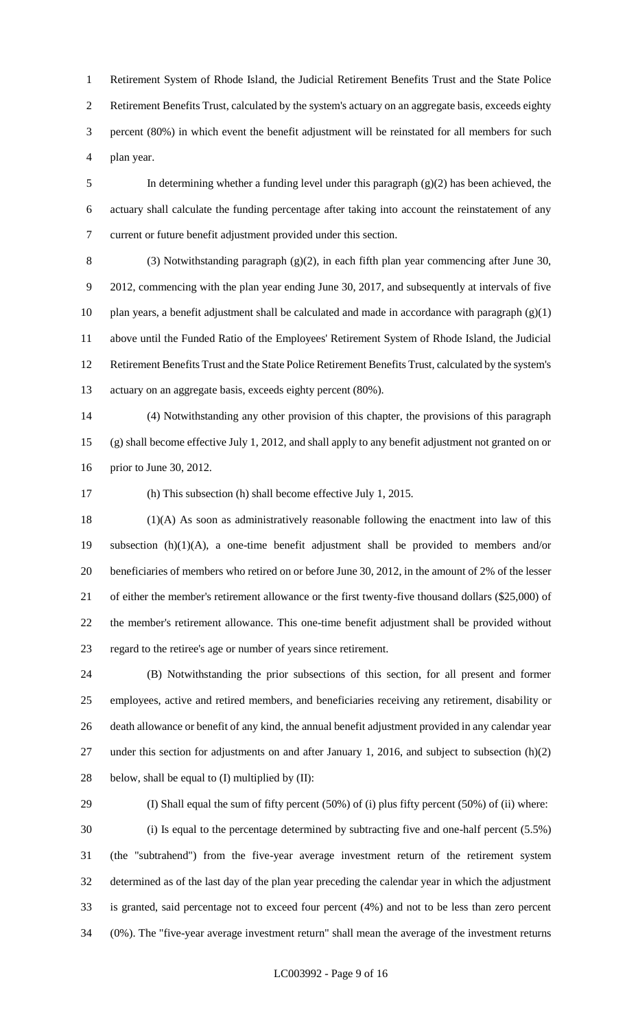Retirement System of Rhode Island, the Judicial Retirement Benefits Trust and the State Police Retirement Benefits Trust, calculated by the system's actuary on an aggregate basis, exceeds eighty percent (80%) in which event the benefit adjustment will be reinstated for all members for such plan year.

In determining whether a funding level under this paragraph (g)(2) has been achieved, the actuary shall calculate the funding percentage after taking into account the reinstatement of any current or future benefit adjustment provided under this section.

(3) Notwithstanding paragraph (g)(2), in each fifth plan year commencing after June 30, 2012, commencing with the plan year ending June 30, 2017, and subsequently at intervals of five plan years, a benefit adjustment shall be calculated and made in accordance with paragraph (g)(1) above until the Funded Ratio of the Employees' Retirement System of Rhode Island, the Judicial Retirement Benefits Trust and the State Police Retirement Benefits Trust, calculated by the system's actuary on an aggregate basis, exceeds eighty percent (80%).

(4) Notwithstanding any other provision of this chapter, the provisions of this paragraph (g) shall become effective July 1, 2012, and shall apply to any benefit adjustment not granted on or prior to June 30, 2012.

(h) This subsection (h) shall become effective July 1, 2015.

(1)(A) As soon as administratively reasonable following the enactment into law of this subsection (h)(1)(A), a one-time benefit adjustment shall be provided to members and/or beneficiaries of members who retired on or before June 30, 2012, in the amount of 2% of the lesser of either the member's retirement allowance or the first twenty-five thousand dollars ($25,000) of the member's retirement allowance. This one-time benefit adjustment shall be provided without regard to the retiree's age or number of years since retirement.

(B) Notwithstanding the prior subsections of this section, for all present and former employees, active and retired members, and beneficiaries receiving any retirement, disability or death allowance or benefit of any kind, the annual benefit adjustment provided in any calendar year under this section for adjustments on and after January 1, 2016, and subject to subsection (h)(2) below, shall be equal to (I) multiplied by (II):

(I) Shall equal the sum of fifty percent (50%) of (i) plus fifty percent (50%) of (ii) where:

(i) Is equal to the percentage determined by subtracting five and one-half percent (5.5%) (the "subtrahend") from the five-year average investment return of the retirement system determined as of the last day of the plan year preceding the calendar year in which the adjustment is granted, said percentage not to exceed four percent (4%) and not to be less than zero percent (0%). The "five-year average investment return" shall mean the average of the investment returns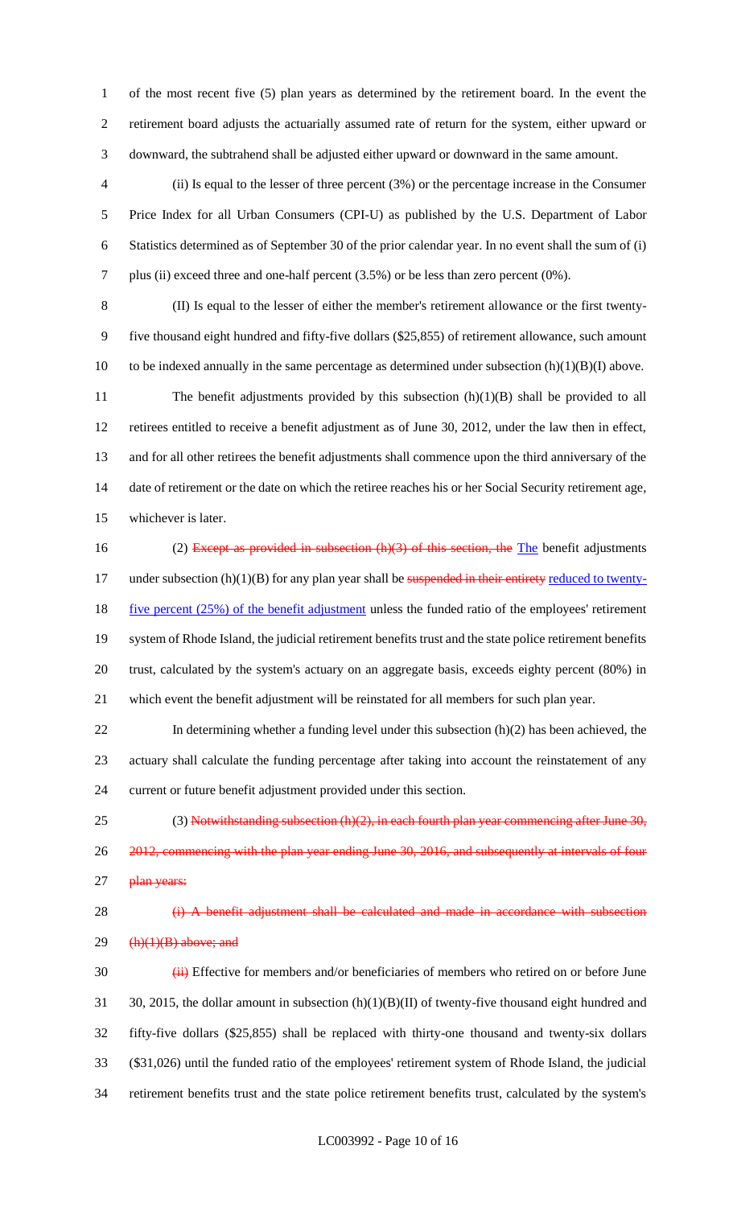of the most recent five (5) plan years as determined by the retirement board. In the event the retirement board adjusts the actuarially assumed rate of return for the system, either upward or downward, the subtrahend shall be adjusted either upward or downward in the same amount.

(ii) Is equal to the lesser of three percent (3%) or the percentage increase in the Consumer Price Index for all Urban Consumers (CPI-U) as published by the U.S. Department of Labor Statistics determined as of September 30 of the prior calendar year. In no event shall the sum of (i) plus (ii) exceed three and one-half percent (3.5%) or be less than zero percent (0%).

(II) Is equal to the lesser of either the member's retirement allowance or the first twenty-five thousand eight hundred and fifty-five dollars ($25,855) of retirement allowance, such amount to be indexed annually in the same percentage as determined under subsection (h)(1)(B)(I) above.

The benefit adjustments provided by this subsection (h)(1)(B) shall be provided to all retirees entitled to receive a benefit adjustment as of June 30, 2012, under the law then in effect, and for all other retirees the benefit adjustments shall commence upon the third anniversary of the date of retirement or the date on which the retiree reaches his or her Social Security retirement age, whichever is later.

(2) ~~Except as provided in subsection (h)(3) of this section, the~~ The benefit adjustments under subsection (h)(1)(B) for any plan year shall be ~~suspended in their entirety~~ reduced to twenty-five percent (25%) of the benefit adjustment unless the funded ratio of the employees' retirement system of Rhode Island, the judicial retirement benefits trust and the state police retirement benefits trust, calculated by the system's actuary on an aggregate basis, exceeds eighty percent (80%) in which event the benefit adjustment will be reinstated for all members for such plan year.

In determining whether a funding level under this subsection (h)(2) has been achieved, the actuary shall calculate the funding percentage after taking into account the reinstatement of any current or future benefit adjustment provided under this section.

(3) ~~Notwithstanding subsection (h)(2), in each fourth plan year commencing after June 30, 2012, commencing with the plan year ending June 30, 2016, and subsequently at intervals of four plan years:~~

~~(i) A benefit adjustment shall be calculated and made in accordance with subsection (h)(1)(B) above; and~~

~~(ii)~~ Effective for members and/or beneficiaries of members who retired on or before June 30, 2015, the dollar amount in subsection (h)(1)(B)(II) of twenty-five thousand eight hundred and fifty-five dollars ($25,855) shall be replaced with thirty-one thousand and twenty-six dollars ($31,026) until the funded ratio of the employees' retirement system of Rhode Island, the judicial retirement benefits trust and the state police retirement benefits trust, calculated by the system's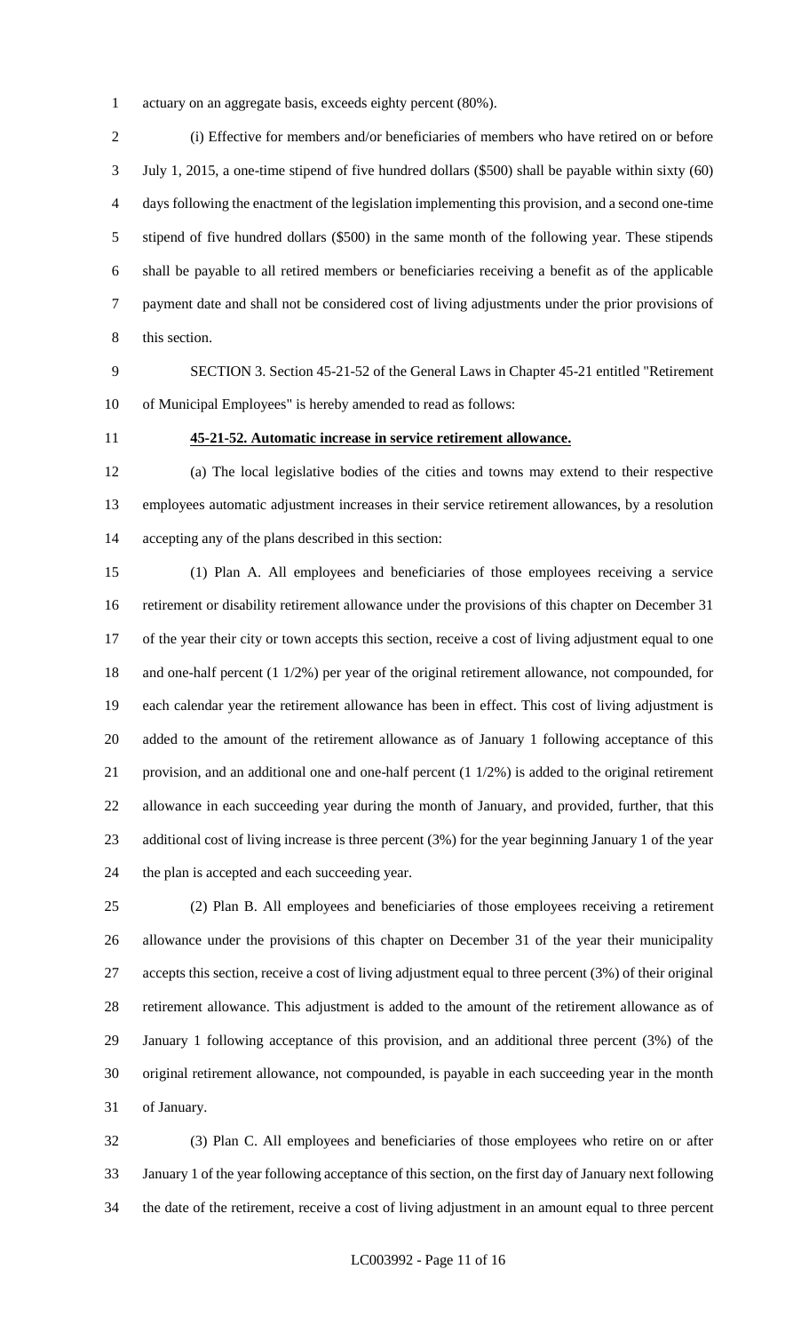actuary on an aggregate basis, exceeds eighty percent (80%).

(i) Effective for members and/or beneficiaries of members who have retired on or before July 1, 2015, a one-time stipend of five hundred dollars ($500) shall be payable within sixty (60) days following the enactment of the legislation implementing this provision, and a second one-time stipend of five hundred dollars ($500) in the same month of the following year. These stipends shall be payable to all retired members or beneficiaries receiving a benefit as of the applicable payment date and shall not be considered cost of living adjustments under the prior provisions of this section.

SECTION 3. Section 45-21-52 of the General Laws in Chapter 45-21 entitled "Retirement of Municipal Employees" is hereby amended to read as follows:

**45-21-52. Automatic increase in service retirement allowance.**

(a) The local legislative bodies of the cities and towns may extend to their respective employees automatic adjustment increases in their service retirement allowances, by a resolution accepting any of the plans described in this section:

(1) Plan A. All employees and beneficiaries of those employees receiving a service retirement or disability retirement allowance under the provisions of this chapter on December 31 of the year their city or town accepts this section, receive a cost of living adjustment equal to one and one-half percent (1 1/2%) per year of the original retirement allowance, not compounded, for each calendar year the retirement allowance has been in effect. This cost of living adjustment is added to the amount of the retirement allowance as of January 1 following acceptance of this provision, and an additional one and one-half percent (1 1/2%) is added to the original retirement allowance in each succeeding year during the month of January, and provided, further, that this additional cost of living increase is three percent (3%) for the year beginning January 1 of the year the plan is accepted and each succeeding year.

(2) Plan B. All employees and beneficiaries of those employees receiving a retirement allowance under the provisions of this chapter on December 31 of the year their municipality accepts this section, receive a cost of living adjustment equal to three percent (3%) of their original retirement allowance. This adjustment is added to the amount of the retirement allowance as of January 1 following acceptance of this provision, and an additional three percent (3%) of the original retirement allowance, not compounded, is payable in each succeeding year in the month of January.

(3) Plan C. All employees and beneficiaries of those employees who retire on or after January 1 of the year following acceptance of this section, on the first day of January next following the date of the retirement, receive a cost of living adjustment in an amount equal to three percent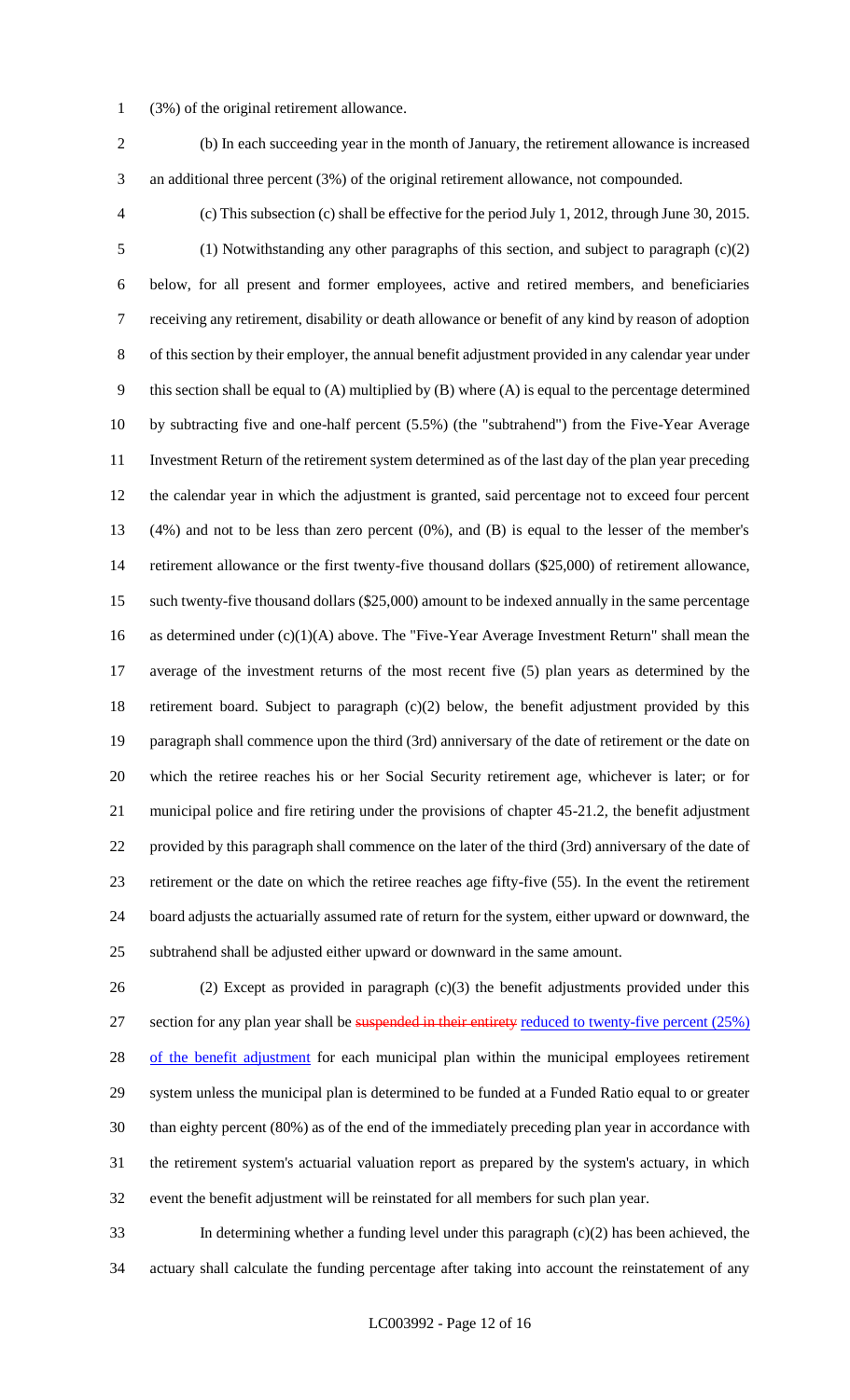(3%) of the original retirement allowance.

(b) In each succeeding year in the month of January, the retirement allowance is increased an additional three percent (3%) of the original retirement allowance, not compounded.

(c) This subsection (c) shall be effective for the period July 1, 2012, through June 30, 2015.

(1) Notwithstanding any other paragraphs of this section, and subject to paragraph (c)(2) below, for all present and former employees, active and retired members, and beneficiaries receiving any retirement, disability or death allowance or benefit of any kind by reason of adoption of this section by their employer, the annual benefit adjustment provided in any calendar year under this section shall be equal to (A) multiplied by (B) where (A) is equal to the percentage determined by subtracting five and one-half percent (5.5%) (the "subtrahend") from the Five-Year Average Investment Return of the retirement system determined as of the last day of the plan year preceding the calendar year in which the adjustment is granted, said percentage not to exceed four percent (4%) and not to be less than zero percent (0%), and (B) is equal to the lesser of the member's retirement allowance or the first twenty-five thousand dollars ($25,000) of retirement allowance, such twenty-five thousand dollars ($25,000) amount to be indexed annually in the same percentage as determined under (c)(1)(A) above. The "Five-Year Average Investment Return" shall mean the average of the investment returns of the most recent five (5) plan years as determined by the retirement board. Subject to paragraph (c)(2) below, the benefit adjustment provided by this paragraph shall commence upon the third (3rd) anniversary of the date of retirement or the date on which the retiree reaches his or her Social Security retirement age, whichever is later; or for municipal police and fire retiring under the provisions of chapter 45-21.2, the benefit adjustment provided by this paragraph shall commence on the later of the third (3rd) anniversary of the date of retirement or the date on which the retiree reaches age fifty-five (55). In the event the retirement board adjusts the actuarially assumed rate of return for the system, either upward or downward, the subtrahend shall be adjusted either upward or downward in the same amount.

(2) Except as provided in paragraph (c)(3) the benefit adjustments provided under this section for any plan year shall be ~~suspended in their entirety~~ reduced to twenty-five percent (25%) of the benefit adjustment for each municipal plan within the municipal employees retirement system unless the municipal plan is determined to be funded at a Funded Ratio equal to or greater than eighty percent (80%) as of the end of the immediately preceding plan year in accordance with the retirement system's actuarial valuation report as prepared by the system's actuary, in which event the benefit adjustment will be reinstated for all members for such plan year.

In determining whether a funding level under this paragraph (c)(2) has been achieved, the actuary shall calculate the funding percentage after taking into account the reinstatement of any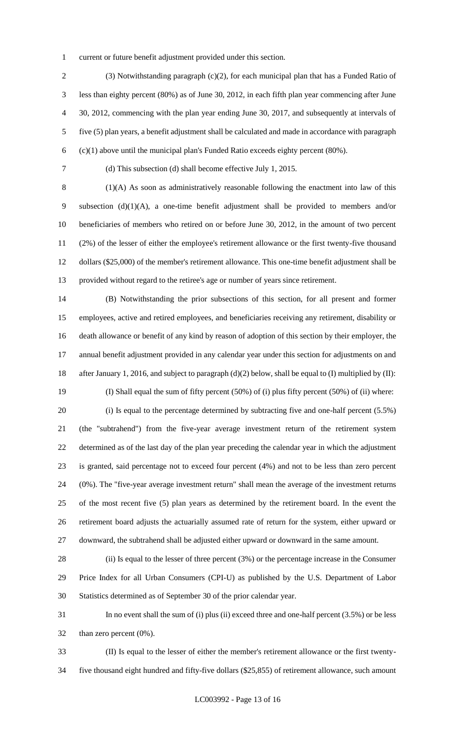current or future benefit adjustment provided under this section.

(3) Notwithstanding paragraph (c)(2), for each municipal plan that has a Funded Ratio of less than eighty percent (80%) as of June 30, 2012, in each fifth plan year commencing after June 30, 2012, commencing with the plan year ending June 30, 2017, and subsequently at intervals of five (5) plan years, a benefit adjustment shall be calculated and made in accordance with paragraph (c)(1) above until the municipal plan's Funded Ratio exceeds eighty percent (80%).

(d) This subsection (d) shall become effective July 1, 2015.

(1)(A) As soon as administratively reasonable following the enactment into law of this subsection (d)(1)(A), a one-time benefit adjustment shall be provided to members and/or beneficiaries of members who retired on or before June 30, 2012, in the amount of two percent (2%) of the lesser of either the employee's retirement allowance or the first twenty-five thousand dollars ($25,000) of the member's retirement allowance. This one-time benefit adjustment shall be provided without regard to the retiree's age or number of years since retirement.

(B) Notwithstanding the prior subsections of this section, for all present and former employees, active and retired employees, and beneficiaries receiving any retirement, disability or death allowance or benefit of any kind by reason of adoption of this section by their employer, the annual benefit adjustment provided in any calendar year under this section for adjustments on and after January 1, 2016, and subject to paragraph (d)(2) below, shall be equal to (I) multiplied by (II):

(I) Shall equal the sum of fifty percent (50%) of (i) plus fifty percent (50%) of (ii) where:

(i) Is equal to the percentage determined by subtracting five and one-half percent (5.5%) (the "subtrahend") from the five-year average investment return of the retirement system determined as of the last day of the plan year preceding the calendar year in which the adjustment is granted, said percentage not to exceed four percent (4%) and not to be less than zero percent (0%). The "five-year average investment return" shall mean the average of the investment returns of the most recent five (5) plan years as determined by the retirement board. In the event the retirement board adjusts the actuarially assumed rate of return for the system, either upward or downward, the subtrahend shall be adjusted either upward or downward in the same amount.

(ii) Is equal to the lesser of three percent (3%) or the percentage increase in the Consumer Price Index for all Urban Consumers (CPI-U) as published by the U.S. Department of Labor Statistics determined as of September 30 of the prior calendar year.

In no event shall the sum of (i) plus (ii) exceed three and one-half percent (3.5%) or be less than zero percent (0%).

(II) Is equal to the lesser of either the member's retirement allowance or the first twenty-five thousand eight hundred and fifty-five dollars ($25,855) of retirement allowance, such amount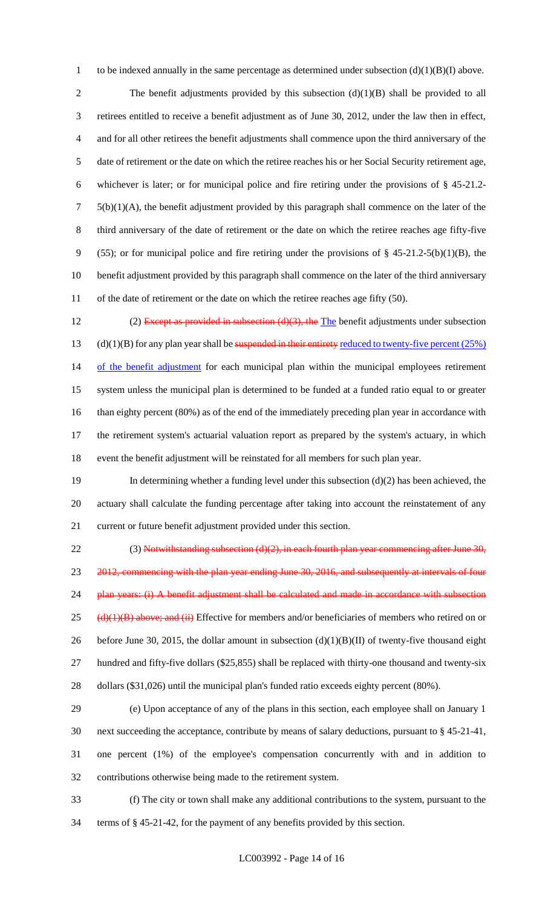to be indexed annually in the same percentage as determined under subsection (d)(1)(B)(I) above.

The benefit adjustments provided by this subsection (d)(1)(B) shall be provided to all retirees entitled to receive a benefit adjustment as of June 30, 2012, under the law then in effect, and for all other retirees the benefit adjustments shall commence upon the third anniversary of the date of retirement or the date on which the retiree reaches his or her Social Security retirement age, whichever is later; or for municipal police and fire retiring under the provisions of § 45-21.2-5(b)(1)(A), the benefit adjustment provided by this paragraph shall commence on the later of the third anniversary of the date of retirement or the date on which the retiree reaches age fifty-five (55); or for municipal police and fire retiring under the provisions of § 45-21.2-5(b)(1)(B), the benefit adjustment provided by this paragraph shall commence on the later of the third anniversary of the date of retirement or the date on which the retiree reaches age fifty (50).

(2) ~~Except as provided in subsection (d)(3), the~~ The benefit adjustments under subsection (d)(1)(B) for any plan year shall be ~~suspended in their entirety~~ reduced to twenty-five percent (25%) of the benefit adjustment for each municipal plan within the municipal employees retirement system unless the municipal plan is determined to be funded at a funded ratio equal to or greater than eighty percent (80%) as of the end of the immediately preceding plan year in accordance with the retirement system's actuarial valuation report as prepared by the system's actuary, in which event the benefit adjustment will be reinstated for all members for such plan year.

In determining whether a funding level under this subsection (d)(2) has been achieved, the actuary shall calculate the funding percentage after taking into account the reinstatement of any current or future benefit adjustment provided under this section.

(3) ~~Notwithstanding subsection (d)(2), in each fourth plan year commencing after June 30, 2012, commencing with the plan year ending June 30, 2016, and subsequently at intervals of four plan years: (i) A benefit adjustment shall be calculated and made in accordance with subsection (d)(1)(B) above; and (ii)~~ Effective for members and/or beneficiaries of members who retired on or before June 30, 2015, the dollar amount in subsection (d)(1)(B)(II) of twenty-five thousand eight hundred and fifty-five dollars ($25,855) shall be replaced with thirty-one thousand and twenty-six dollars ($31,026) until the municipal plan's funded ratio exceeds eighty percent (80%).

(e) Upon acceptance of any of the plans in this section, each employee shall on January 1 next succeeding the acceptance, contribute by means of salary deductions, pursuant to § 45-21-41, one percent (1%) of the employee's compensation concurrently with and in addition to contributions otherwise being made to the retirement system.

(f) The city or town shall make any additional contributions to the system, pursuant to the terms of § 45-21-42, for the payment of any benefits provided by this section.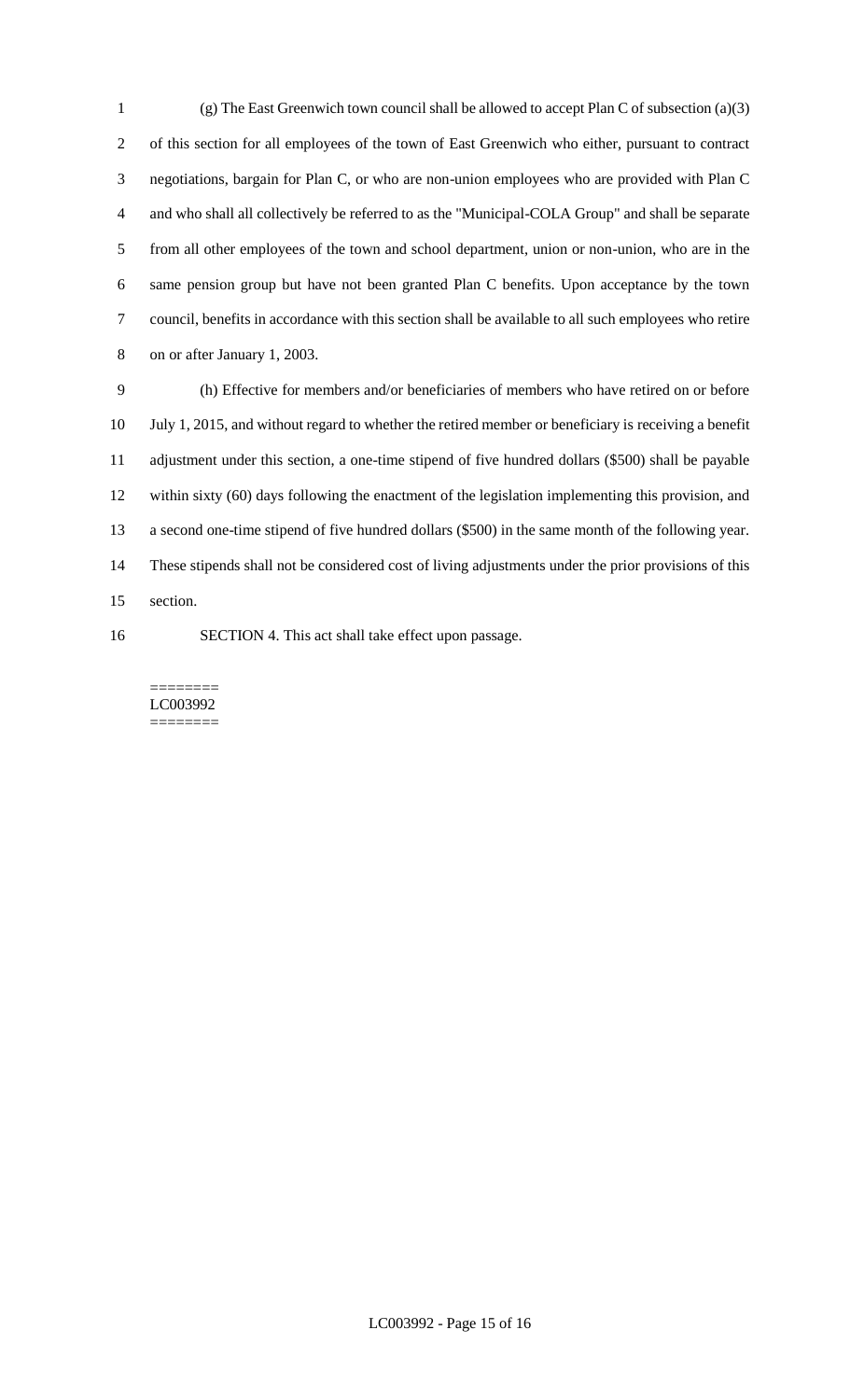(g) The East Greenwich town council shall be allowed to accept Plan C of subsection (a)(3) of this section for all employees of the town of East Greenwich who either, pursuant to contract negotiations, bargain for Plan C, or who are non-union employees who are provided with Plan C and who shall all collectively be referred to as the "Municipal-COLA Group" and shall be separate from all other employees of the town and school department, union or non-union, who are in the same pension group but have not been granted Plan C benefits. Upon acceptance by the town council, benefits in accordance with this section shall be available to all such employees who retire on or after January 1, 2003.

(h) Effective for members and/or beneficiaries of members who have retired on or before July 1, 2015, and without regard to whether the retired member or beneficiary is receiving a benefit adjustment under this section, a one-time stipend of five hundred dollars ($500) shall be payable within sixty (60) days following the enactment of the legislation implementing this provision, and a second one-time stipend of five hundred dollars ($500) in the same month of the following year. These stipends shall not be considered cost of living adjustments under the prior provisions of this section.

SECTION 4. This act shall take effect upon passage.

========
LC003992
========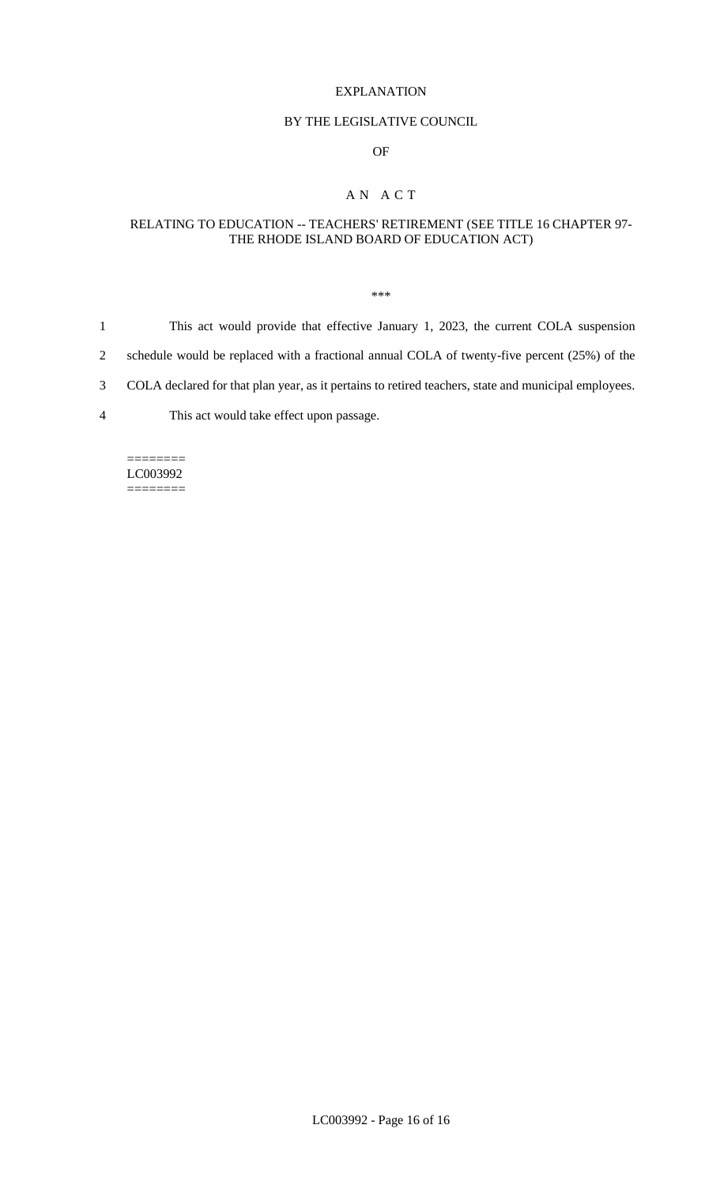EXPLANATION

BY THE LEGISLATIVE COUNCIL

OF

A N A C T

RELATING TO EDUCATION -- TEACHERS' RETIREMENT (SEE TITLE 16 CHAPTER 97-THE RHODE ISLAND BOARD OF EDUCATION ACT)

\*\*\*

1 This act would provide that effective January 1, 2023, the current COLA suspension
2 schedule would be replaced with a fractional annual COLA of twenty-five percent (25%) of the
3 COLA declared for that plan year, as it pertains to retired teachers, state and municipal employees.
4 This act would take effect upon passage.

========
LC003992
========